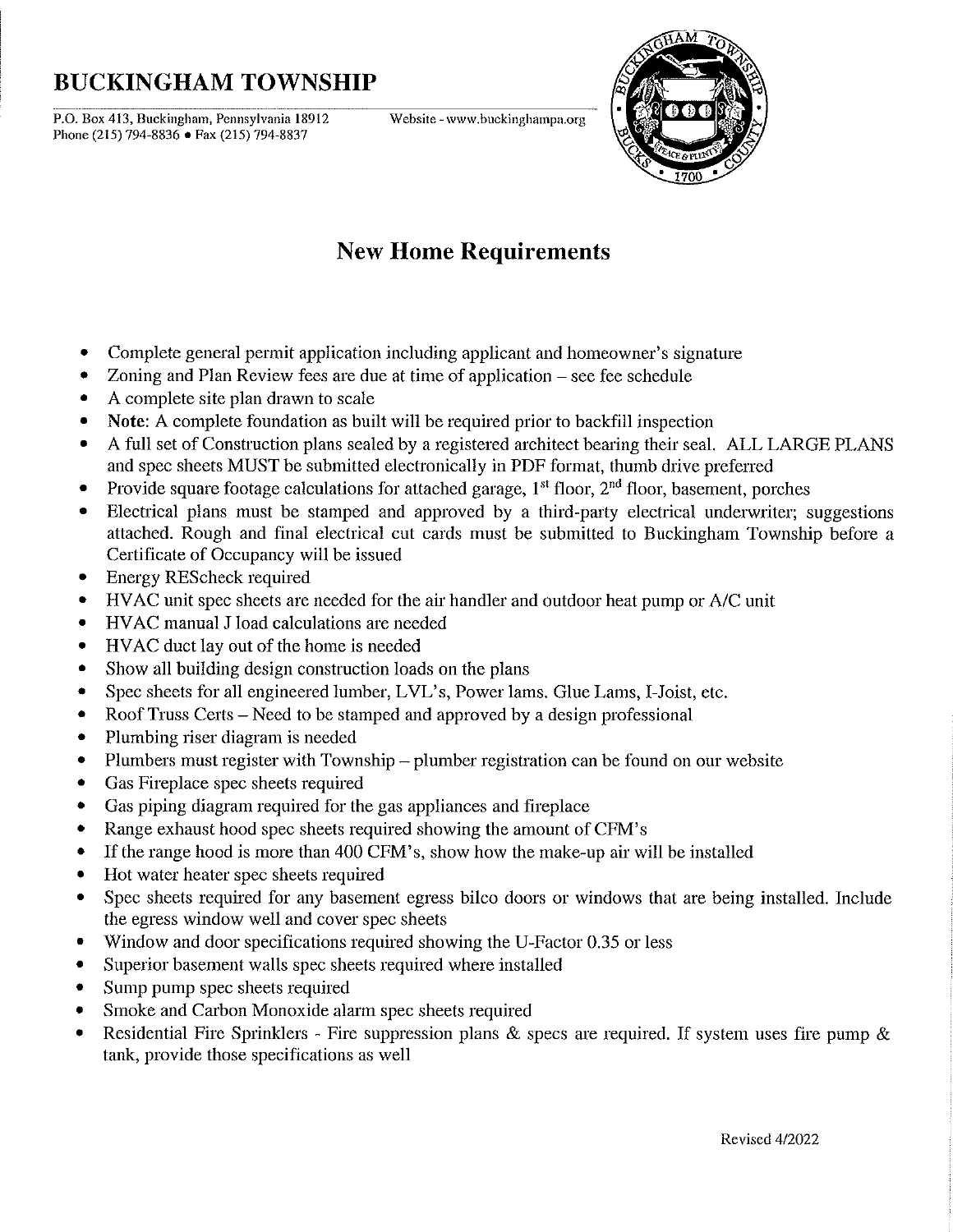# BUCKINGHAM TOWNSHIP

P.O. Box 413, Buckingham, Pennsylvania 18912
Phone (215) 794-8836 • Fax (215) 794-8837

Website - www.buckinghampa.org

## New Home Requirements

- Complete general permit application including applicant and homeowner's signature
- Zoning and Plan Review fees are due at time of application – see fee schedule
- A complete site plan drawn to scale
- **Note**: A complete foundation as built will be required prior to backfill inspection
- A full set of Construction plans sealed by a registered architect bearing their seal. ALL LARGE PLANS and spec sheets MUST be submitted electronically in PDF format, thumb drive preferred
- Provide square footage calculations for attached garage, 1st floor, 2nd floor, basement, porches
- Electrical plans must be stamped and approved by a third-party electrical underwriter; suggestions attached. Rough and final electrical cut cards must be submitted to Buckingham Township before a Certificate of Occupancy will be issued
- Energy REScheck required
- HVAC unit spec sheets are needed for the air handler and outdoor heat pump or A/C unit
- HVAC manual J load calculations are needed
- HVAC duct lay out of the home is needed
- Show all building design construction loads on the plans
- Spec sheets for all engineered lumber, LVL's, Power lams. Glue Lams, I-Joist, etc.
- Roof Truss Certs – Need to be stamped and approved by a design professional
- Plumbing riser diagram is needed
- Plumbers must register with Township – plumber registration can be found on our website
- Gas Fireplace spec sheets required
- Gas piping diagram required for the gas appliances and fireplace
- Range exhaust hood spec sheets required showing the amount of CFM's
- If the range hood is more than 400 CFM's, show how the make-up air will be installed
- Hot water heater spec sheets required
- Spec sheets required for any basement egress bilco doors or windows that are being installed. Include the egress window well and cover spec sheets
- Window and door specifications required showing the U-Factor 0.35 or less
- Superior basement walls spec sheets required where installed
- Sump pump spec sheets required
- Smoke and Carbon Monoxide alarm spec sheets required
- Residential Fire Sprinklers - Fire suppression plans & specs are required. If system uses fire pump & tank, provide those specifications as well

Revised 4/2022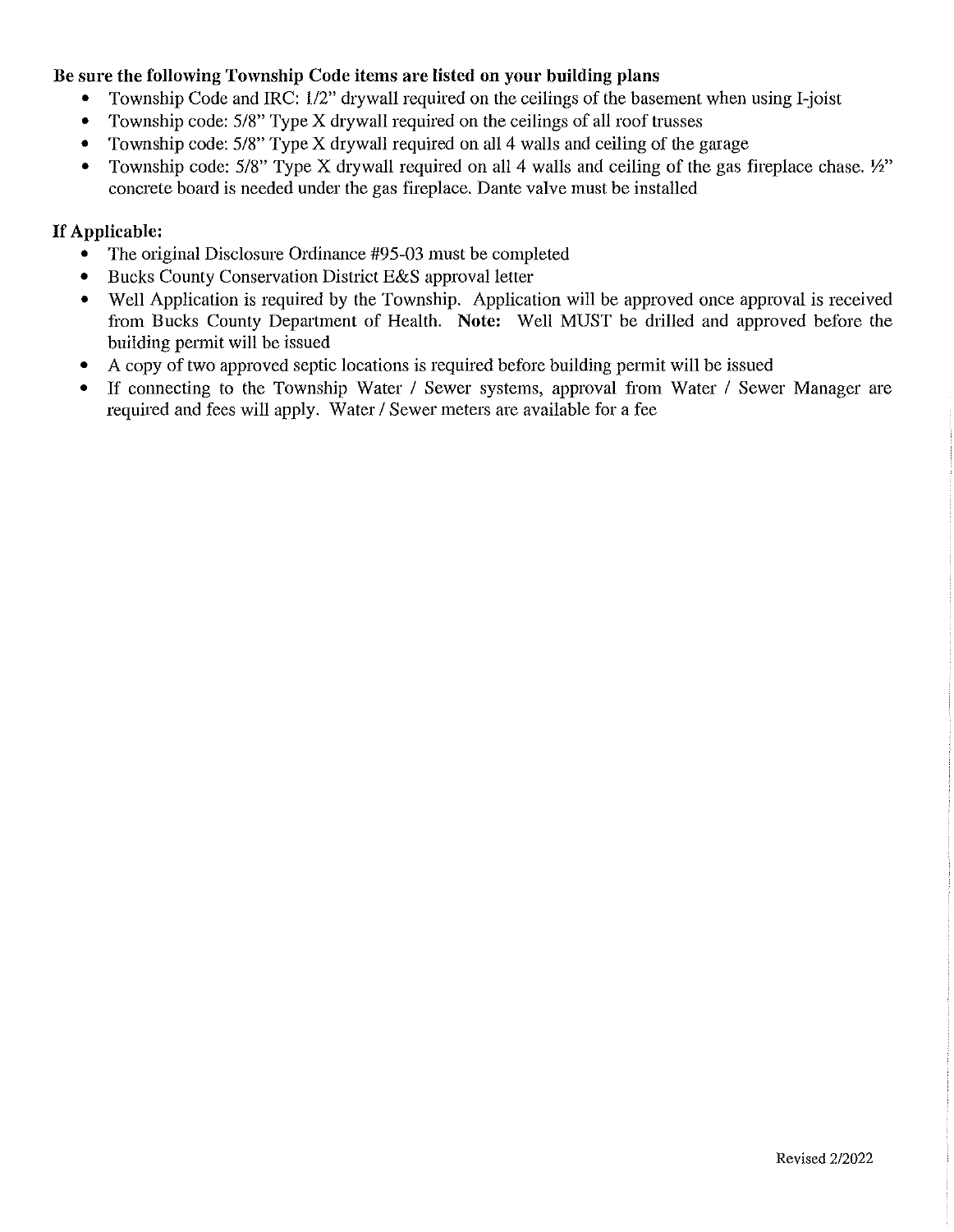**Be sure the following Township Code items are listed on your building plans**

- Township Code and IRC: 1/2" drywall required on the ceilings of the basement when using I-joist
- Township code: 5/8" Type X drywall required on the ceilings of all roof trusses
- Township code: 5/8" Type X drywall required on all 4 walls and ceiling of the garage
- Township code: 5/8" Type X drywall required on all 4 walls and ceiling of the gas fireplace chase. ½" concrete board is needed under the gas fireplace. Dante valve must be installed

**If Applicable:**

- The original Disclosure Ordinance #95-03 must be completed
- Bucks County Conservation District E&S approval letter
- Well Application is required by the Township. Application will be approved once approval is received from Bucks County Department of Health. **Note:** Well MUST be drilled and approved before the building permit will be issued
- A copy of two approved septic locations is required before building permit will be issued
- If connecting to the Township Water / Sewer systems, approval from Water / Sewer Manager are required and fees will apply. Water / Sewer meters are available for a fee

Revised 2/2022